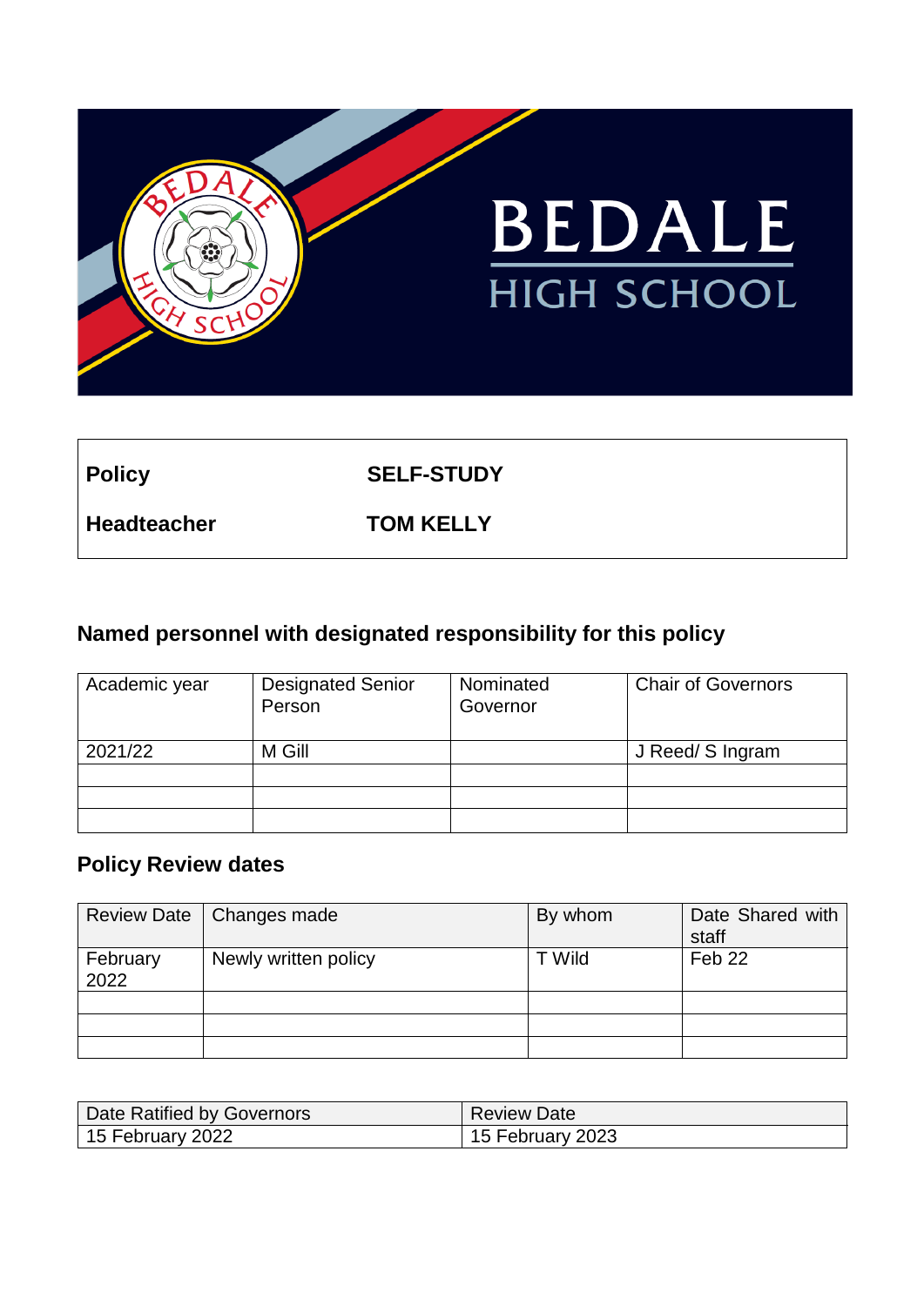BEDALE HIGH SCHOOL

| Policy | SELF-STUDY |
|---|---|
| **Headteacher** | **TOM KELLY** |

## Named personnel with designated responsibility for this policy

| Academic year | Designated Senior Person | Nominated Governor | Chair of Governors |
|---|---|---|---|
| 2021/22 | M Gill | | J Reed/ S Ingram |
| | | | |
| | | | |
| | | | |

## Policy Review dates

| Review Date | Changes made | By whom | Date Shared with staff |
|---|---|---|---|
| February 2022 | Newly written policy | T Wild | Feb 22 |
| | | | |
| | | | |
| | | | |

| Date Ratified by Governors | Review Date |
|---|---|
| 15 February 2022 | 15 February 2023 |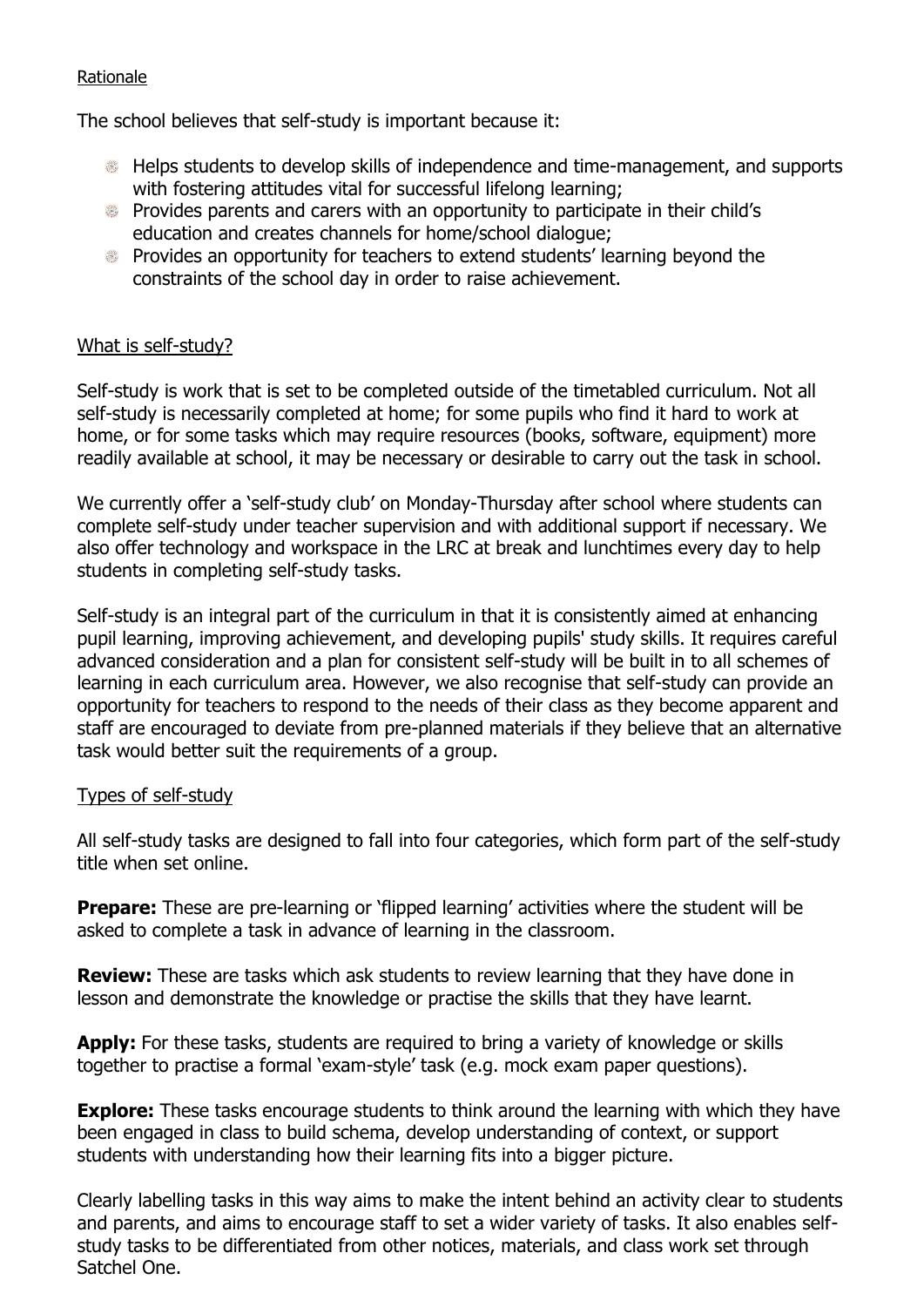## Rationale

The school believes that self-study is important because it:

- Helps students to develop skills of independence and time-management, and supports with fostering attitudes vital for successful lifelong learning;
- Provides parents and carers with an opportunity to participate in their child's education and creates channels for home/school dialogue;
- Provides an opportunity for teachers to extend students' learning beyond the constraints of the school day in order to raise achievement.

## What is self-study?

Self-study is work that is set to be completed outside of the timetabled curriculum. Not all self-study is necessarily completed at home; for some pupils who find it hard to work at home, or for some tasks which may require resources (books, software, equipment) more readily available at school, it may be necessary or desirable to carry out the task in school.

We currently offer a 'self-study club' on Monday-Thursday after school where students can complete self-study under teacher supervision and with additional support if necessary. We also offer technology and workspace in the LRC at break and lunchtimes every day to help students in completing self-study tasks.

Self-study is an integral part of the curriculum in that it is consistently aimed at enhancing pupil learning, improving achievement, and developing pupils' study skills. It requires careful advanced consideration and a plan for consistent self-study will be built in to all schemes of learning in each curriculum area. However, we also recognise that self-study can provide an opportunity for teachers to respond to the needs of their class as they become apparent and staff are encouraged to deviate from pre-planned materials if they believe that an alternative task would better suit the requirements of a group.

## Types of self-study

All self-study tasks are designed to fall into four categories, which form part of the self-study title when set online.

**Prepare:** These are pre-learning or 'flipped learning' activities where the student will be asked to complete a task in advance of learning in the classroom.

**Review:** These are tasks which ask students to review learning that they have done in lesson and demonstrate the knowledge or practise the skills that they have learnt.

**Apply:** For these tasks, students are required to bring a variety of knowledge or skills together to practise a formal 'exam-style' task (e.g. mock exam paper questions).

**Explore:** These tasks encourage students to think around the learning with which they have been engaged in class to build schema, develop understanding of context, or support students with understanding how their learning fits into a bigger picture.

Clearly labelling tasks in this way aims to make the intent behind an activity clear to students and parents, and aims to encourage staff to set a wider variety of tasks. It also enables self-study tasks to be differentiated from other notices, materials, and class work set through Satchel One.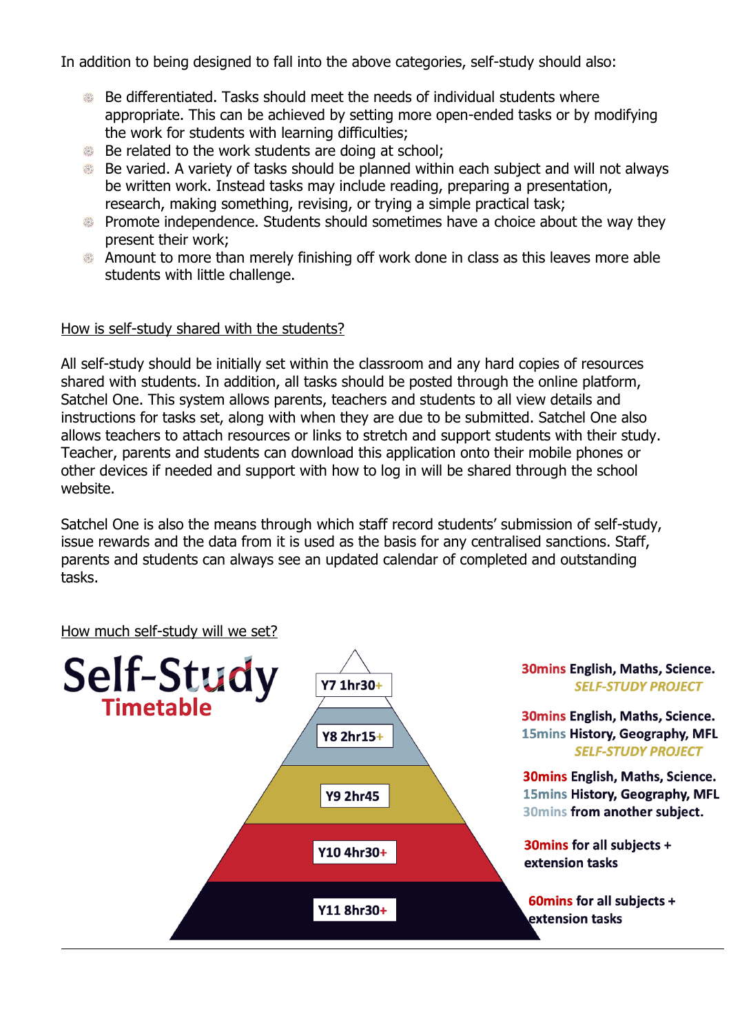In addition to being designed to fall into the above categories, self-study should also:

- Be differentiated. Tasks should meet the needs of individual students where appropriate. This can be achieved by setting more open-ended tasks or by modifying the work for students with learning difficulties;
- Be related to the work students are doing at school;
- Be varied. A variety of tasks should be planned within each subject and will not always be written work. Instead tasks may include reading, preparing a presentation, research, making something, revising, or trying a simple practical task;
- Promote independence. Students should sometimes have a choice about the way they present their work;
- Amount to more than merely finishing off work done in class as this leaves more able students with little challenge.

## How is self-study shared with the students?

All self-study should be initially set within the classroom and any hard copies of resources shared with students. In addition, all tasks should be posted through the online platform, Satchel One. This system allows parents, teachers and students to all view details and instructions for tasks set, along with when they are due to be submitted. Satchel One also allows teachers to attach resources or links to stretch and support students with their study. Teacher, parents and students can download this application onto their mobile phones or other devices if needed and support with how to log in will be shared through the school website.

Satchel One is also the means through which staff record students' submission of self-study, issue rewards and the data from it is used as the basis for any centralised sanctions. Staff, parents and students can always see an updated calendar of completed and outstanding tasks.

## How much self-study will we set?

**Self-Study Timetable**

| Year | Self-study |
| --- | --- |
| Y7 1hr30+ | **30mins English, Maths, Science.** *SELF-STUDY PROJECT* |
| Y8 2hr15+ | **30mins English, Maths, Science.** **15mins History, Geography, MFL** *SELF-STUDY PROJECT* |
| Y9 2hr45 | **30mins English, Maths, Science.** **15mins History, Geography, MFL** **30mins from another subject.** |
| Y10 4hr30+ | **30mins for all subjects + extension tasks** |
| Y11 8hr30+ | **60mins for all subjects + extension tasks** |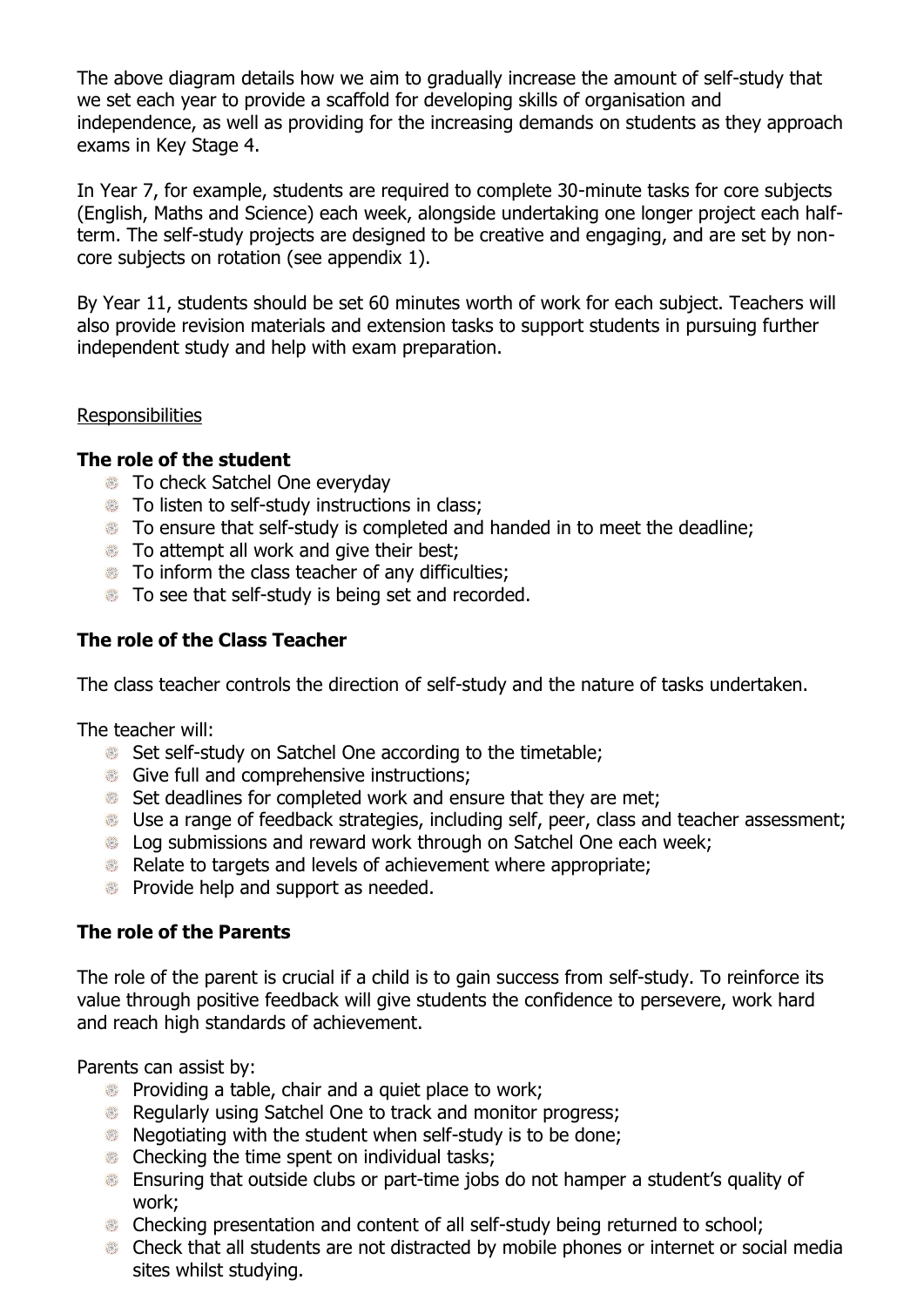The above diagram details how we aim to gradually increase the amount of self-study that we set each year to provide a scaffold for developing skills of organisation and independence, as well as providing for the increasing demands on students as they approach exams in Key Stage 4.

In Year 7, for example, students are required to complete 30-minute tasks for core subjects (English, Maths and Science) each week, alongside undertaking one longer project each half-term. The self-study projects are designed to be creative and engaging, and are set by non-core subjects on rotation (see appendix 1).

By Year 11, students should be set 60 minutes worth of work for each subject. Teachers will also provide revision materials and extension tasks to support students in pursuing further independent study and help with exam preparation.

<u>Responsibilities</u>

### The role of the student

- To check Satchel One everyday
- To listen to self-study instructions in class;
- To ensure that self-study is completed and handed in to meet the deadline;
- To attempt all work and give their best;
- To inform the class teacher of any difficulties;
- To see that self-study is being set and recorded.

### The role of the Class Teacher

The class teacher controls the direction of self-study and the nature of tasks undertaken.

The teacher will:

- Set self-study on Satchel One according to the timetable;
- Give full and comprehensive instructions;
- Set deadlines for completed work and ensure that they are met;
- Use a range of feedback strategies, including self, peer, class and teacher assessment;
- Log submissions and reward work through on Satchel One each week;
- Relate to targets and levels of achievement where appropriate;
- Provide help and support as needed.

### The role of the Parents

The role of the parent is crucial if a child is to gain success from self-study. To reinforce its value through positive feedback will give students the confidence to persevere, work hard and reach high standards of achievement.

Parents can assist by:

- Providing a table, chair and a quiet place to work;
- Regularly using Satchel One to track and monitor progress;
- Negotiating with the student when self-study is to be done;
- Checking the time spent on individual tasks;
- Ensuring that outside clubs or part-time jobs do not hamper a student's quality of work;
- Checking presentation and content of all self-study being returned to school;
- Check that all students are not distracted by mobile phones or internet or social media sites whilst studying.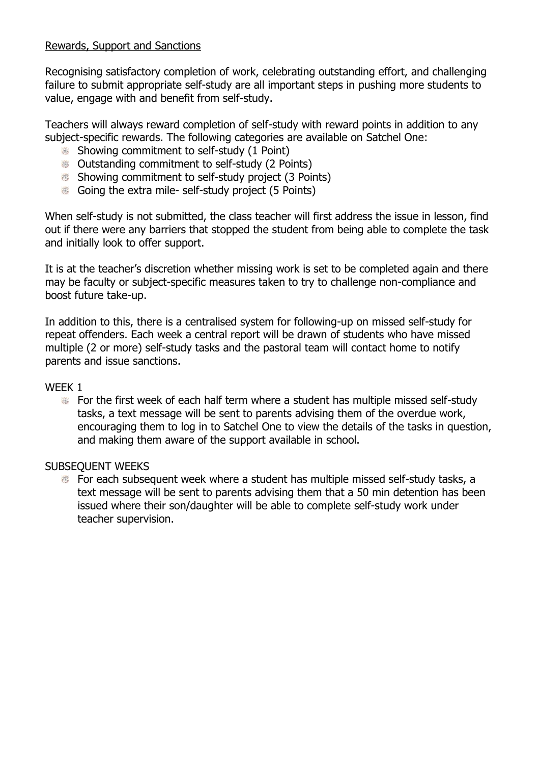## Rewards, Support and Sanctions

Recognising satisfactory completion of work, celebrating outstanding effort, and challenging failure to submit appropriate self-study are all important steps in pushing more students to value, engage with and benefit from self-study.

Teachers will always reward completion of self-study with reward points in addition to any subject-specific rewards. The following categories are available on Satchel One:

- Showing commitment to self-study (1 Point)
- Outstanding commitment to self-study (2 Points)
- Showing commitment to self-study project (3 Points)
- Going the extra mile- self-study project (5 Points)

When self-study is not submitted, the class teacher will first address the issue in lesson, find out if there were any barriers that stopped the student from being able to complete the task and initially look to offer support.

It is at the teacher's discretion whether missing work is set to be completed again and there may be faculty or subject-specific measures taken to try to challenge non-compliance and boost future take-up.

In addition to this, there is a centralised system for following-up on missed self-study for repeat offenders. Each week a central report will be drawn of students who have missed multiple (2 or more) self-study tasks and the pastoral team will contact home to notify parents and issue sanctions.

WEEK 1

- For the first week of each half term where a student has multiple missed self-study tasks, a text message will be sent to parents advising them of the overdue work, encouraging them to log in to Satchel One to view the details of the tasks in question, and making them aware of the support available in school.

SUBSEQUENT WEEKS

- For each subsequent week where a student has multiple missed self-study tasks, a text message will be sent to parents advising them that a 50 min detention has been issued where their son/daughter will be able to complete self-study work under teacher supervision.